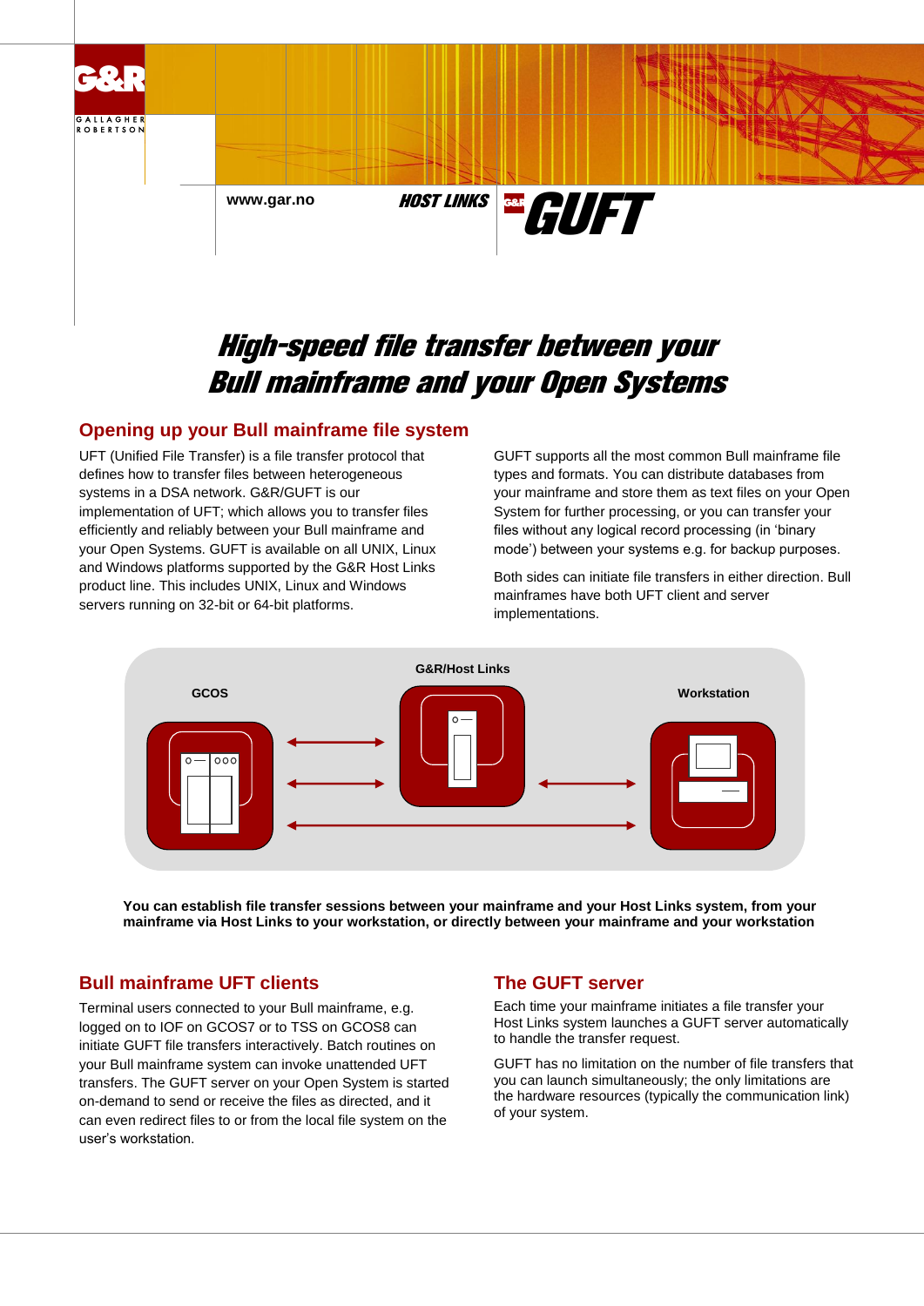www.gar.no

HOST LINKS GUFT

# High-speed file transfer between your Bull mainframe and your Open Systems

## Opening up your Bull mainframe file system

UFT (Unified File Transfer) is a file transfer protocol that defines how to transfer files between heterogeneous systems in a DSA network. G&R/GUFT is our implementation of UFT; which allows you to transfer files efficiently and reliably between your Bull mainframe and your Open Systems. GUFT is available on all UNIX, Linux and Windows platforms supported by the G&R Host Links product line. This includes UNIX, Linux and Windows servers running on 32-bit or 64-bit platforms.

GUFT supports all the most common Bull mainframe file types and formats. You can distribute databases from your mainframe and store them as text files on your Open System for further processing, or you can transfer your files without any logical record processing (in 'binary mode') between your systems e.g. for backup purposes.

Both sides can initiate file transfers in either direction. Bull mainframes have both UFT client and server implementations.

GCOS — G&R/Host Links — Workstation

**You can establish file transfer sessions between your mainframe and your Host Links system, from your mainframe via Host Links to your workstation, or directly between your mainframe and your workstation**

## Bull mainframe UFT clients

Terminal users connected to your Bull mainframe, e.g. logged on to IOF on GCOS7 or to TSS on GCOS8 can initiate GUFT file transfers interactively. Batch routines on your Bull mainframe system can invoke unattended UFT transfers. The GUFT server on your Open System is started on-demand to send or receive the files as directed, and it can even redirect files to or from the local file system on the user's workstation.

## The GUFT server

Each time your mainframe initiates a file transfer your Host Links system launches a GUFT server automatically to handle the transfer request.

GUFT has no limitation on the number of file transfers that you can launch simultaneously; the only limitations are the hardware resources (typically the communication link) of your system.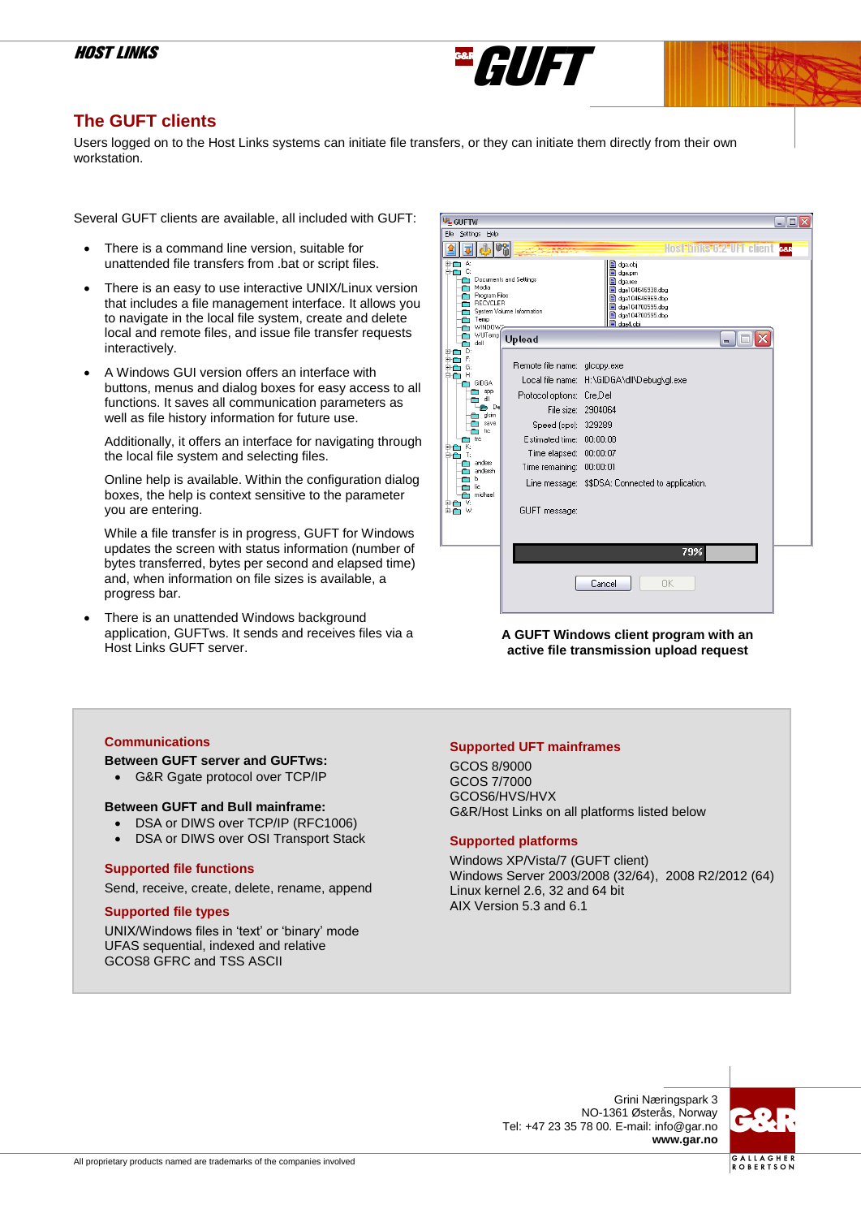## The GUFT clients

Users logged on to the Host Links systems can initiate file transfers, or they can initiate them directly from their own workstation.

Several GUFT clients are available, all included with GUFT:

- There is a command line version, suitable for unattended file transfers from .bat or script files.
- There is an easy to use interactive UNIX/Linux version that includes a file management interface. It allows you to navigate in the local file system, create and delete local and remote files, and issue file transfer requests interactively.
- A Windows GUI version offers an interface with buttons, menus and dialog boxes for easy access to all functions. It saves all communication parameters as well as file history information for future use.

  Additionally, it offers an interface for navigating through the local file system and selecting files.

  Online help is available. Within the configuration dialog boxes, the help is context sensitive to the parameter you are entering.

  While a file transfer is in progress, GUFT for Windows updates the screen with status information (number of bytes transferred, bytes per second and elapsed time) and, when information on file sizes is available, a progress bar.
- There is an unattended Windows background application, GUFTws. It sends and receives files via a Host Links GUFT server.

**A GUFT Windows client program with an active file transmission upload request**

### Communications

**Between GUFT server and GUFTws:**

- G&R Ggate protocol over TCP/IP

**Between GUFT and Bull mainframe:**

- DSA or DIWS over TCP/IP (RFC1006)
- DSA or DIWS over OSI Transport Stack

### Supported file functions

Send, receive, create, delete, rename, append

### Supported file types

UNIX/Windows files in 'text' or 'binary' mode
UFAS sequential, indexed and relative
GCOS8 GFRC and TSS ASCII

### Supported UFT mainframes

GCOS 8/9000
GCOS 7/7000
GCOS6/HVS/HVX
G&R/Host Links on all platforms listed below

### Supported platforms

Windows XP/Vista/7 (GUFT client)
Windows Server 2003/2008 (32/64), 2008 R2/2012 (64)
Linux kernel 2.6, 32 and 64 bit
AIX Version 5.3 and 6.1

Grini Næringspark 3
NO-1361 Østerås, Norway
Tel: +47 23 35 78 00. E-mail: info@gar.no
**www.gar.no**

All proprietary products named are trademarks of the companies involved